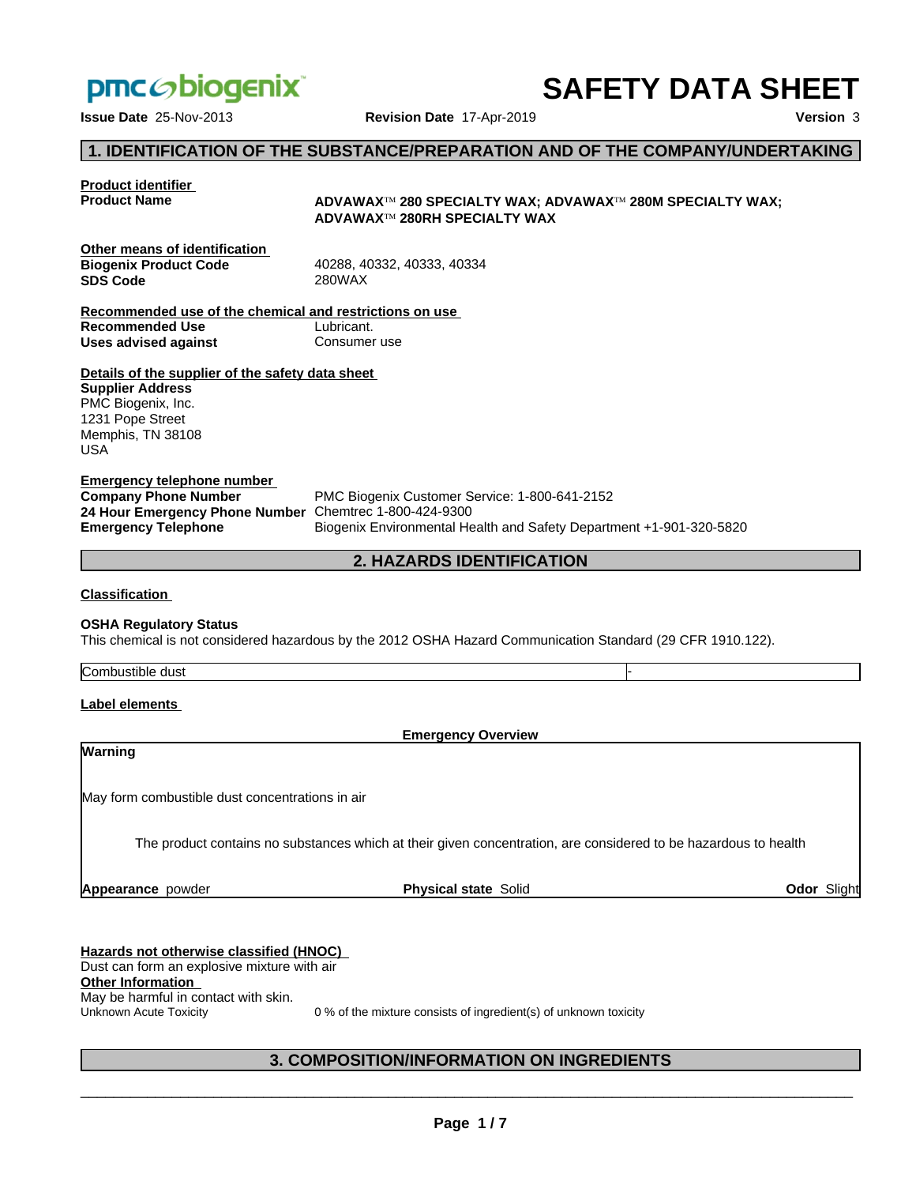pmc biogenix

# SAFETY DATA SHEET

**Issue Date** 25-Nov-2013 **Revision Date** 17-Apr-2019 **Version** 3

## 1. IDENTIFICATION OF THE SUBSTANCE/PREPARATION AND OF THE COMPANY/UNDERTAKING

**Product identifier**

**Product Name** ADVAWAX™ 280 SPECIALTY WAX; ADVAWAX™ 280M SPECIALTY WAX; ADVAWAX™ 280RH SPECIALTY WAX

**Other means of identification**

**Biogenix Product Code** 40288, 40332, 40333, 40334

**SDS Code** 280WAX

**Recommended use of the chemical and restrictions on use**

**Recommended Use** Lubricant.

**Uses advised against** Consumer use

**Details of the supplier of the safety data sheet**

**Supplier Address**
PMC Biogenix, Inc.
1231 Pope Street
Memphis, TN 38108
USA

**Emergency telephone number**

**Company Phone Number** PMC Biogenix Customer Service: 1-800-641-2152

**24 Hour Emergency Phone Number** Chemtrec 1-800-424-9300

**Emergency Telephone** Biogenix Environmental Health and Safety Department +1-901-320-5820

## 2. HAZARDS IDENTIFICATION

**Classification**

**OSHA Regulatory Status**

This chemical is not considered hazardous by the 2012 OSHA Hazard Communication Standard (29 CFR 1910.122).

| Combustible dust | - |
|---|---|

**Label elements**

**Emergency Overview**

**Warning**

May form combustible dust concentrations in air

The product contains no substances which at their given concentration, are considered to be hazardous to health

**Appearance** powder **Physical state** Solid **Odor** Slight

**Hazards not otherwise classified (HNOC)**

Dust can form an explosive mixture with air

**Other Information**

May be harmful in contact with skin.

Unknown Acute Toxicity 0 % of the mixture consists of ingredient(s) of unknown toxicity

## 3. COMPOSITION/INFORMATION ON INGREDIENTS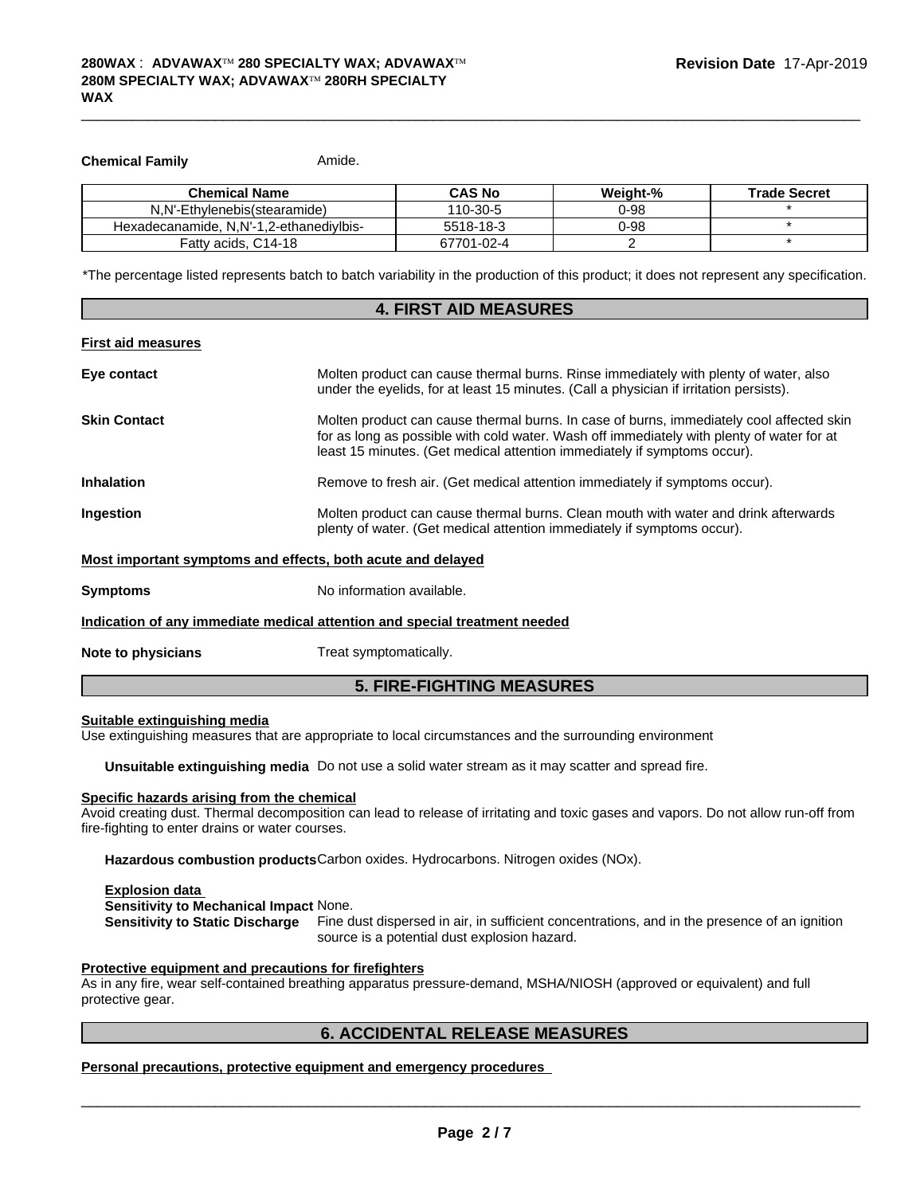**Chemical Family** Amide.

| Chemical Name | CAS No | Weight-% | Trade Secret |
|---|---|---|---|
| N,N'-Ethylenebis(stearamide) | 110-30-5 | 0-98 | * |
| Hexadecanamide, N,N'-1,2-ethanediylbis- | 5518-18-3 | 0-98 | * |
| Fatty acids, C14-18 | 67701-02-4 | 2 | * |

*The percentage listed represents batch to batch variability in the production of this product; it does not represent any specification.

## 4. FIRST AID MEASURES

**First aid measures**

**Eye contact** Molten product can cause thermal burns. Rinse immediately with plenty of water, also under the eyelids, for at least 15 minutes. (Call a physician if irritation persists).

**Skin Contact** Molten product can cause thermal burns. In case of burns, immediately cool affected skin for as long as possible with cold water. Wash off immediately with plenty of water for at least 15 minutes. (Get medical attention immediately if symptoms occur).

**Inhalation** Remove to fresh air. (Get medical attention immediately if symptoms occur).

**Ingestion** Molten product can cause thermal burns. Clean mouth with water and drink afterwards plenty of water. (Get medical attention immediately if symptoms occur).

**Most important symptoms and effects, both acute and delayed**

**Symptoms** No information available.

**Indication of any immediate medical attention and special treatment needed**

**Note to physicians** Treat symptomatically.

## 5. FIRE-FIGHTING MEASURES

**Suitable extinguishing media**

Use extinguishing measures that are appropriate to local circumstances and the surrounding environment

**Unsuitable extinguishing media** Do not use a solid water stream as it may scatter and spread fire.

**Specific hazards arising from the chemical**

Avoid creating dust. Thermal decomposition can lead to release of irritating and toxic gases and vapors. Do not allow run-off from fire-fighting to enter drains or water courses.

**Hazardous combustion products** Carbon oxides. Hydrocarbons. Nitrogen oxides (NOx).

**Explosion data**

**Sensitivity to Mechanical Impact** None.

**Sensitivity to Static Discharge** Fine dust dispersed in air, in sufficient concentrations, and in the presence of an ignition source is a potential dust explosion hazard.

**Protective equipment and precautions for firefighters**

As in any fire, wear self-contained breathing apparatus pressure-demand, MSHA/NIOSH (approved or equivalent) and full protective gear.

## 6. ACCIDENTAL RELEASE MEASURES

**Personal precautions, protective equipment and emergency procedures**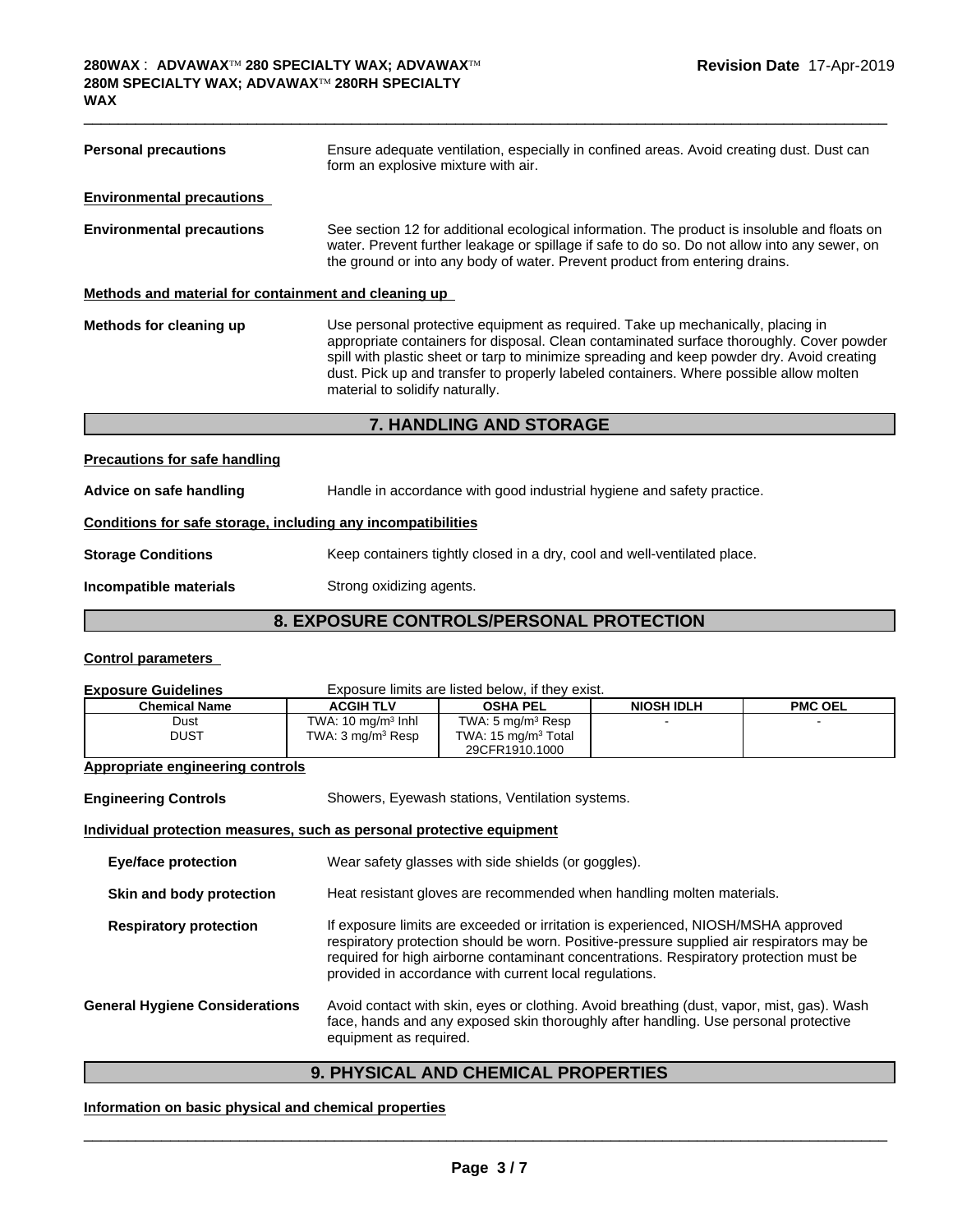**Personal precautions** Ensure adequate ventilation, especially in confined areas. Avoid creating dust. Dust can form an explosive mixture with air.

**Environmental precautions**

**Environmental precautions** See section 12 for additional ecological information. The product is insoluble and floats on water. Prevent further leakage or spillage if safe to do so. Do not allow into any sewer, on the ground or into any body of water. Prevent product from entering drains.

**Methods and material for containment and cleaning up**

**Methods for cleaning up** Use personal protective equipment as required. Take up mechanically, placing in appropriate containers for disposal. Clean contaminated surface thoroughly. Cover powder spill with plastic sheet or tarp to minimize spreading and keep powder dry. Avoid creating dust. Pick up and transfer to properly labeled containers. Where possible allow molten material to solidify naturally.

## 7. HANDLING AND STORAGE

**Precautions for safe handling**

**Advice on safe handling** Handle in accordance with good industrial hygiene and safety practice.

**Conditions for safe storage, including any incompatibilities**

**Storage Conditions** Keep containers tightly closed in a dry, cool and well-ventilated place.

**Incompatible materials** Strong oxidizing agents.

## 8. EXPOSURE CONTROLS/PERSONAL PROTECTION

**Control parameters**

**Exposure Guidelines** Exposure limits are listed below, if they exist.

| Chemical Name | ACGIH TLV | OSHA PEL | NIOSH IDLH | PMC OEL |
|---|---|---|---|---|
| Dust<br>DUST | TWA: 10 mg/m³ Inhl<br>TWA: 3 mg/m³ Resp | TWA: 5 mg/m³ Resp<br>TWA: 15 mg/m³ Total<br>29CFR1910.1000 | - | - |

**Appropriate engineering controls**

**Engineering Controls** Showers, Eyewash stations, Ventilation systems.

**Individual protection measures, such as personal protective equipment**

**Eye/face protection** Wear safety glasses with side shields (or goggles).

**Skin and body protection** Heat resistant gloves are recommended when handling molten materials.

**Respiratory protection** If exposure limits are exceeded or irritation is experienced, NIOSH/MSHA approved respiratory protection should be worn. Positive-pressure supplied air respirators may be required for high airborne contaminant concentrations. Respiratory protection must be provided in accordance with current local regulations.

**General Hygiene Considerations** Avoid contact with skin, eyes or clothing. Avoid breathing (dust, vapor, mist, gas). Wash face, hands and any exposed skin thoroughly after handling. Use personal protective equipment as required.

## 9. PHYSICAL AND CHEMICAL PROPERTIES

**Information on basic physical and chemical properties**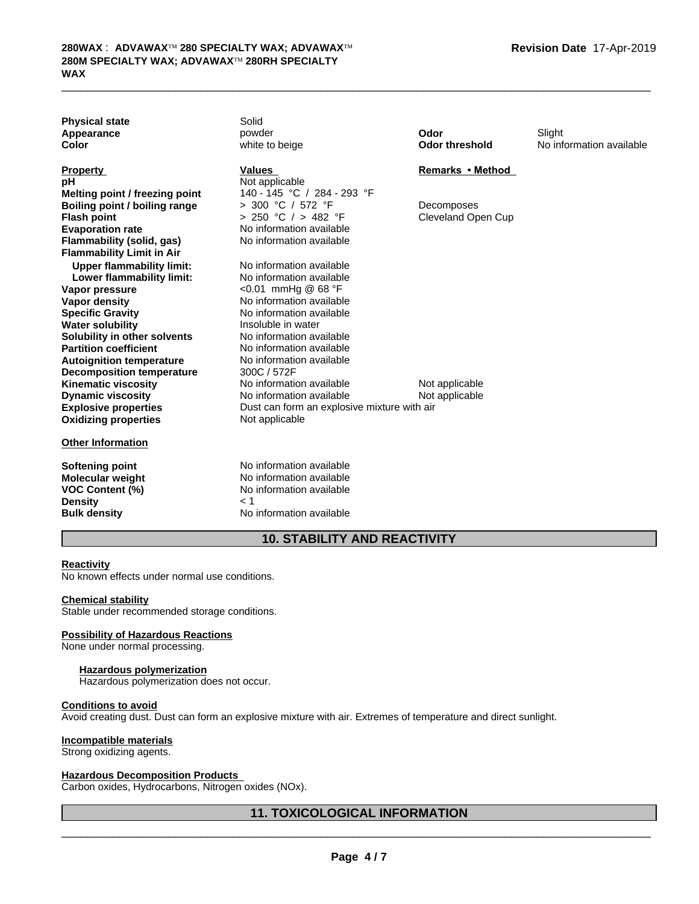| | | | |
|---|---|---|---|
| **Physical state** | Solid | | |
| **Appearance** | powder | **Odor** | Slight |
| **Color** | white to beige | **Odor threshold** | No information available |

| **Property** | **Values** | **Remarks • Method** |
|---|---|---|
| **pH** | Not applicable | |
| **Melting point / freezing point** | 140 - 145 °C / 284 - 293 °F | |
| **Boiling point / boiling range** | > 300 °C / 572 °F | Decomposes |
| **Flash point** | > 250 °C / > 482 °F | Cleveland Open Cup |
| **Evaporation rate** | No information available | |
| **Flammability (solid, gas)** | No information available | |
| **Flammability Limit in Air** | | |
| **Upper flammability limit:** | No information available | |
| **Lower flammability limit:** | No information available | |
| **Vapor pressure** | <0.01 mmHg @ 68 °F | |
| **Vapor density** | No information available | |
| **Specific Gravity** | No information available | |
| **Water solubility** | Insoluble in water | |
| **Solubility in other solvents** | No information available | |
| **Partition coefficient** | No information available | |
| **Autoignition temperature** | No information available | |
| **Decomposition temperature** | 300C / 572F | |
| **Kinematic viscosity** | No information available | Not applicable |
| **Dynamic viscosity** | No information available | Not applicable |
| **Explosive properties** | Dust can form an explosive mixture with air | |
| **Oxidizing properties** | Not applicable | |

**Other Information**

| | |
|---|---|
| **Softening point** | No information available |
| **Molecular weight** | No information available |
| **VOC Content (%)** | No information available |
| **Density** | < 1 |
| **Bulk density** | No information available |

## 10. STABILITY AND REACTIVITY

**Reactivity**
No known effects under normal use conditions.

**Chemical stability**
Stable under recommended storage conditions.

**Possibility of Hazardous Reactions**
None under normal processing.

**Hazardous polymerization**
Hazardous polymerization does not occur.

**Conditions to avoid**
Avoid creating dust. Dust can form an explosive mixture with air. Extremes of temperature and direct sunlight.

**Incompatible materials**
Strong oxidizing agents.

**Hazardous Decomposition Products**
Carbon oxides, Hydrocarbons, Nitrogen oxides (NOx).

## 11. TOXICOLOGICAL INFORMATION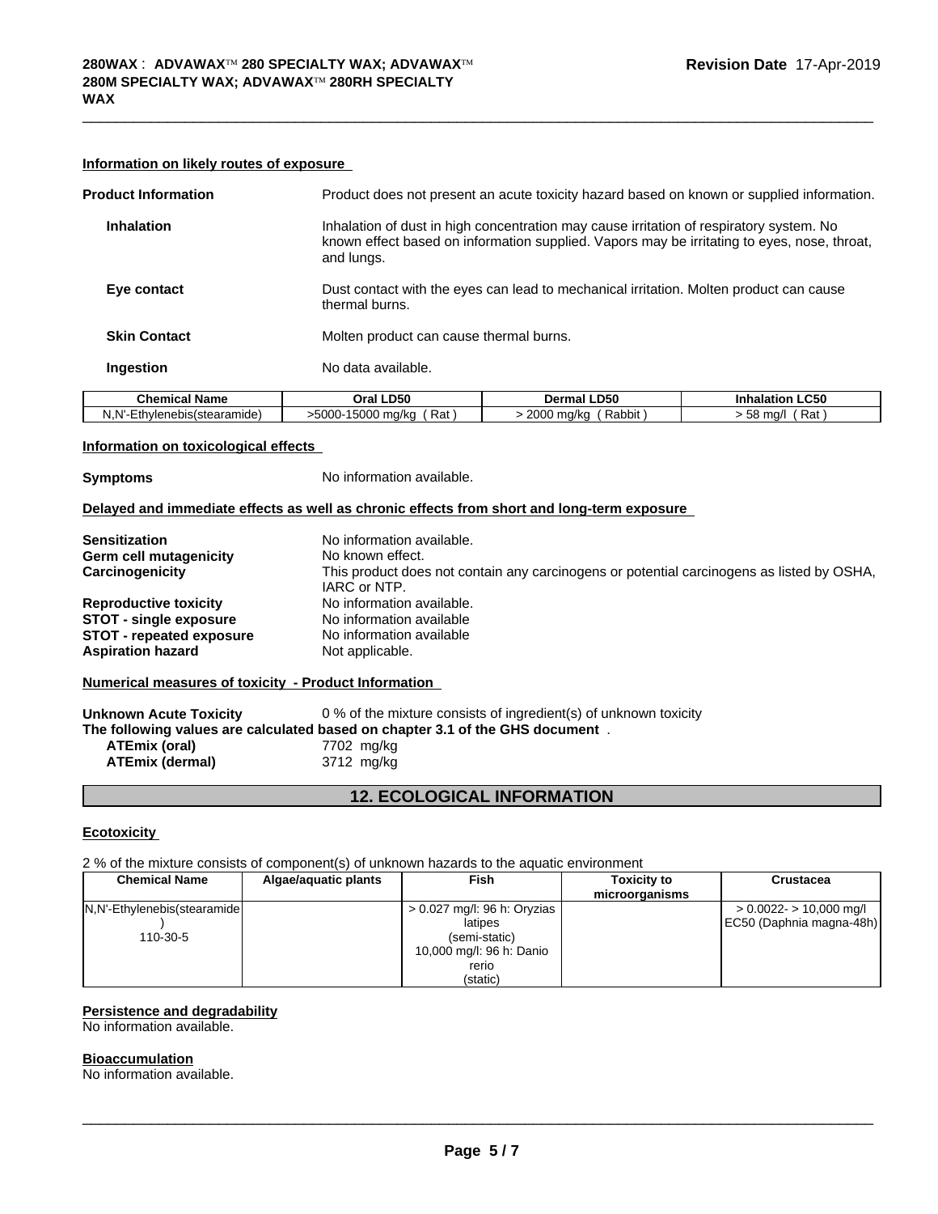#### Information on likely routes of exposure

**Product Information** Product does not present an acute toxicity hazard based on known or supplied information.

**Inhalation** Inhalation of dust in high concentration may cause irritation of respiratory system. No known effect based on information supplied. Vapors may be irritating to eyes, nose, throat, and lungs.

**Eye contact** Dust contact with the eyes can lead to mechanical irritation. Molten product can cause thermal burns.

**Skin Contact** Molten product can cause thermal burns.

**Ingestion** No data available.

| Chemical Name | Oral LD50 | Dermal LD50 | Inhalation LC50 |
|---|---|---|---|
| N,N'-Ethylenebis(stearamide) | >5000-15000 mg/kg ( Rat ) | > 2000 mg/kg ( Rabbit ) | > 58 mg/l ( Rat ) |

#### Information on toxicological effects

**Symptoms** No information available.

#### Delayed and immediate effects as well as chronic effects from short and long-term exposure

**Sensitization** No information available.
**Germ cell mutagenicity** No known effect.
**Carcinogenicity** This product does not contain any carcinogens or potential carcinogens as listed by OSHA, IARC or NTP.
**Reproductive toxicity** No information available.
**STOT - single exposure** No information available
**STOT - repeated exposure** No information available
**Aspiration hazard** Not applicable.

#### Numerical measures of toxicity - Product Information

**Unknown Acute Toxicity** 0 % of the mixture consists of ingredient(s) of unknown toxicity
**The following values are calculated based on chapter 3.1 of the GHS document** .
**ATEmix (oral)** 7702 mg/kg
**ATEmix (dermal)** 3712 mg/kg

## 12. ECOLOGICAL INFORMATION

#### Ecotoxicity

2 % of the mixture consists of component(s) of unknown hazards to the aquatic environment

| Chemical Name | Algae/aquatic plants | Fish | Toxicity to microorganisms | Crustacea |
|---|---|---|---|---|
| N,N'-Ethylenebis(stearamide) 110-30-5 | | > 0.027 mg/l: 96 h: Oryzias latipes (semi-static) 10,000 mg/l: 96 h: Danio rerio (static) | | > 0.0022- > 10,000 mg/l EC50 (Daphnia magna-48h) |

#### Persistence and degradability
No information available.

#### Bioaccumulation
No information available.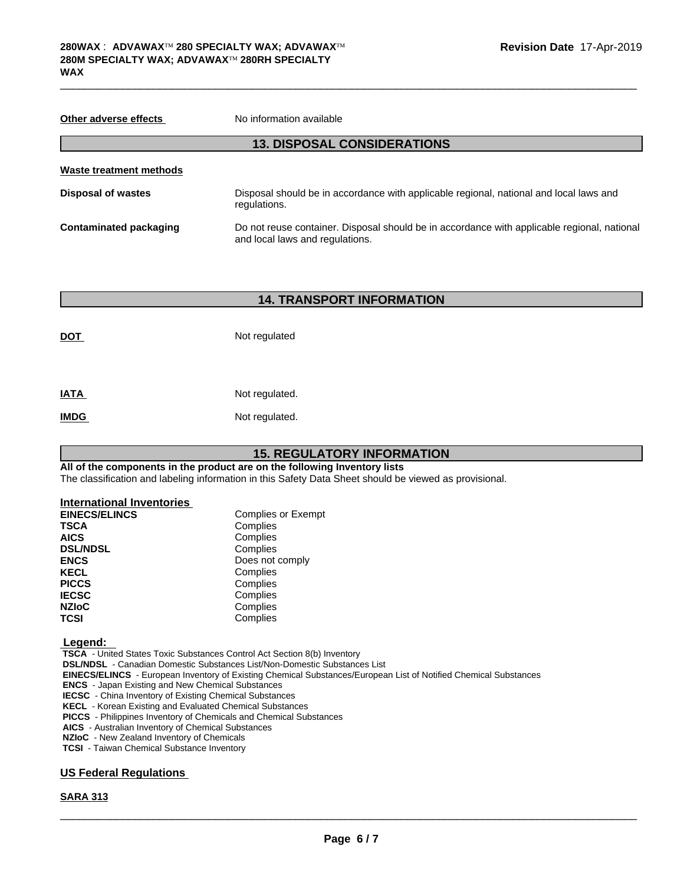**Other adverse effects** No information available

## 13. DISPOSAL CONSIDERATIONS

**Waste treatment methods**

| | |
|---|---|
| **Disposal of wastes** | Disposal should be in accordance with applicable regional, national and local laws and regulations. |
| **Contaminated packaging** | Do not reuse container. Disposal should be in accordance with applicable regional, national and local laws and regulations. |

## 14. TRANSPORT INFORMATION

| | |
|---|---|
| **DOT** | Not regulated |
| **IATA** | Not regulated. |
| **IMDG** | Not regulated. |

## 15. REGULATORY INFORMATION

**All of the components in the product are on the following Inventory lists**

The classification and labeling information in this Safety Data Sheet should be viewed as provisional.

**International Inventories**

| | |
|---|---|
| **EINECS/ELINCS** | Complies or Exempt |
| **TSCA** | Complies |
| **AICS** | Complies |
| **DSL/NDSL** | Complies |
| **ENCS** | Does not comply |
| **KECL** | Complies |
| **PICCS** | Complies |
| **IECSC** | Complies |
| **NZIoC** | Complies |
| **TCSI** | Complies |

**Legend:**

**TSCA** - United States Toxic Substances Control Act Section 8(b) Inventory
**DSL/NDSL** - Canadian Domestic Substances List/Non-Domestic Substances List
**EINECS/ELINCS** - European Inventory of Existing Chemical Substances/European List of Notified Chemical Substances
**ENCS** - Japan Existing and New Chemical Substances
**IECSC** - China Inventory of Existing Chemical Substances
**KECL** - Korean Existing and Evaluated Chemical Substances
**PICCS** - Philippines Inventory of Chemicals and Chemical Substances
**AICS** - Australian Inventory of Chemical Substances
**NZIoC** - New Zealand Inventory of Chemicals
**TCSI** - Taiwan Chemical Substance Inventory

### US Federal Regulations

**SARA 313**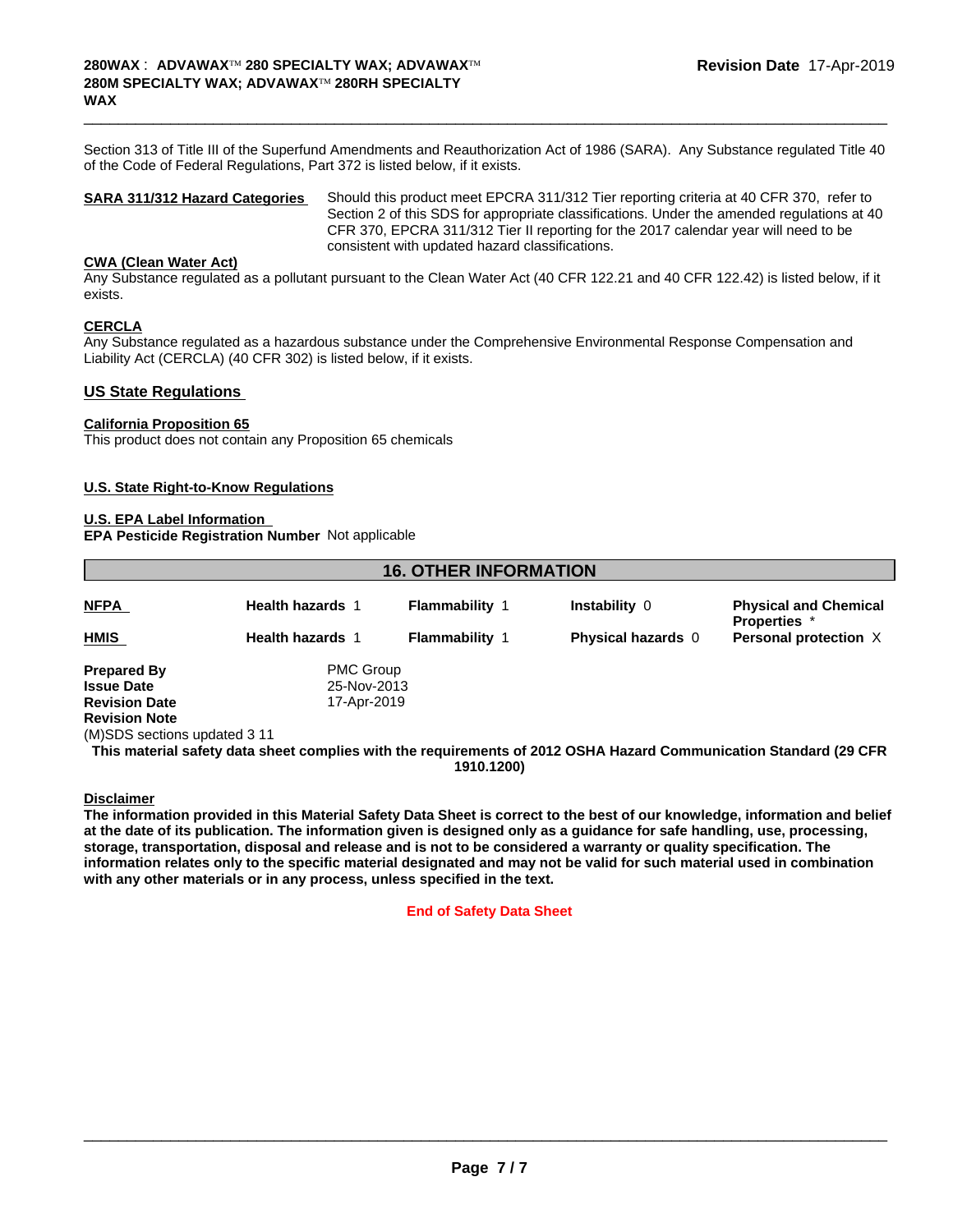Section 313 of Title III of the Superfund Amendments and Reauthorization Act of 1986 (SARA). Any Substance regulated Title 40 of the Code of Federal Regulations, Part 372 is listed below, if it exists.

**SARA 311/312 Hazard Categories** Should this product meet EPCRA 311/312 Tier reporting criteria at 40 CFR 370, refer to Section 2 of this SDS for appropriate classifications. Under the amended regulations at 40 CFR 370, EPCRA 311/312 Tier II reporting for the 2017 calendar year will need to be consistent with updated hazard classifications.

**CWA (Clean Water Act)**
Any Substance regulated as a pollutant pursuant to the Clean Water Act (40 CFR 122.21 and 40 CFR 122.42) is listed below, if it exists.

**CERCLA**
Any Substance regulated as a hazardous substance under the Comprehensive Environmental Response Compensation and Liability Act (CERCLA) (40 CFR 302) is listed below, if it exists.

## US State Regulations

**California Proposition 65**
This product does not contain any Proposition 65 chemicals

**U.S. State Right-to-Know Regulations**

**U.S. EPA Label Information**
**EPA Pesticide Registration Number** Not applicable

## 16. OTHER INFORMATION

| | | | | |
|---|---|---|---|---|
| **NFPA** | **Health hazards** 1 | **Flammability** 1 | **Instability** 0 | **Physical and Chemical Properties** * |
| **HMIS** | **Health hazards** 1 | **Flammability** 1 | **Physical hazards** 0 | **Personal protection** X |

**Prepared By** PMC Group
**Issue Date** 25-Nov-2013
**Revision Date** 17-Apr-2019
**Revision Note**
(M)SDS sections updated 3 11

**This material safety data sheet complies with the requirements of 2012 OSHA Hazard Communication Standard (29 CFR 1910.1200)**

**Disclaimer**
**The information provided in this Material Safety Data Sheet is correct to the best of our knowledge, information and belief at the date of its publication. The information given is designed only as a guidance for safe handling, use, processing, storage, transportation, disposal and release and is not to be considered a warranty or quality specification. The information relates only to the specific material designated and may not be valid for such material used in combination with any other materials or in any process, unless specified in the text.**

**End of Safety Data Sheet**